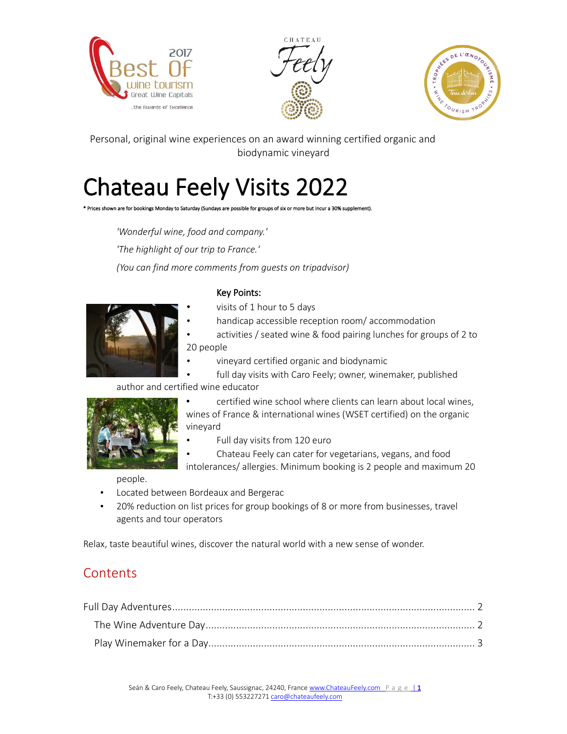Personal, original wine experiences on an award winning certified organic and biodynamic vineyard

# Chateau Feely Visits 2022

* Prices shown are for bookings Monday to Saturday (Sundays are possible for groups of six or more but incur a 30% supplement).

*'Wonderful wine, food and company.'*

*'The highlight of our trip to France.'*

*(You can find more comments from guests on tripadvisor)*

**Key Points:**

- visits of 1 hour to 5 days
- handicap accessible reception room/ accommodation
- activities / seated wine & food pairing lunches for groups of 2 to 20 people
- vineyard certified organic and biodynamic
- full day visits with Caro Feely; owner, winemaker, published author and certified wine educator
- certified wine school where clients can learn about local wines, wines of France & international wines (WSET certified) on the organic vineyard
- Full day visits from 120 euro
- Chateau Feely can cater for vegetarians, vegans, and food intolerances/ allergies. Minimum booking is 2 people and maximum 20 people.
- Located between Bordeaux and Bergerac
- 20% reduction on list prices for group bookings of 8 or more from businesses, travel agents and tour operators

Relax, taste beautiful wines, discover the natural world with a new sense of wonder.

## Contents

Full Day Adventures .......... 2

The Wine Adventure Day .......... 2

Play Winemaker for a Day .......... 3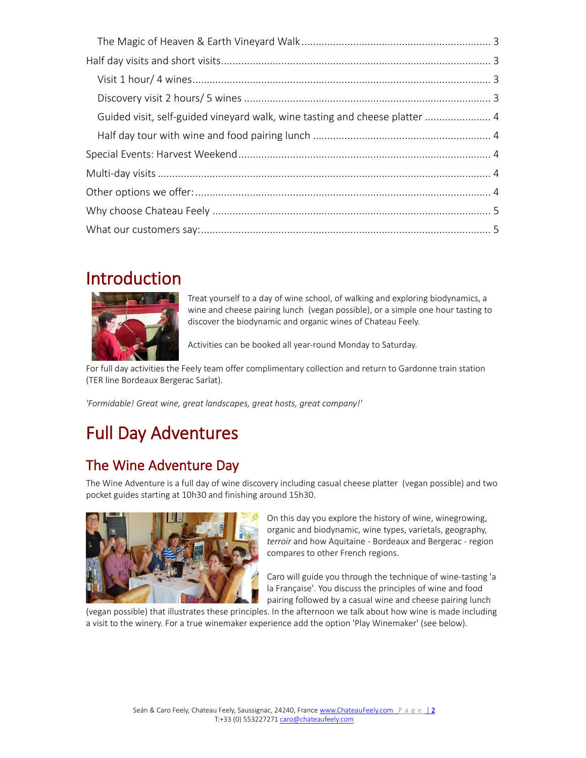The Magic of Heaven & Earth Vineyard Walk ........ 3

Half day visits and short visits ........ 3

Visit 1 hour/ 4 wines ........ 3

Discovery visit 2 hours/ 5 wines ........ 3

Guided visit, self-guided vineyard walk, wine tasting and cheese platter ........ 4

Half day tour with wine and food pairing lunch ........ 4

Special Events: Harvest Weekend ........ 4

Multi-day visits ........ 4

Other options we offer: ........ 4

Why choose Chateau Feely ........ 5

What our customers say: ........ 5

# Introduction

Treat yourself to a day of wine school, of walking and exploring biodynamics, a wine and cheese pairing lunch (vegan possible), or a simple one hour tasting to discover the biodynamic and organic wines of Chateau Feely.

Activities can be booked all year-round Monday to Saturday.

For full day activities the Feely team offer complimentary collection and return to Gardonne train station (TER line Bordeaux Bergerac Sarlat).

*'Formidable! Great wine, great landscapes, great hosts, great company!'*

# Full Day Adventures

## The Wine Adventure Day

The Wine Adventure is a full day of wine discovery including casual cheese platter (vegan possible) and two pocket guides starting at 10h30 and finishing around 15h30.

On this day you explore the history of wine, winegrowing, organic and biodynamic, wine types, varietals, geography, *terroir* and how Aquitaine - Bordeaux and Bergerac - region compares to other French regions.

Caro will guide you through the technique of wine-tasting 'a la Française'. You discuss the principles of wine and food pairing followed by a casual wine and cheese pairing lunch (vegan possible) that illustrates these principles. In the afternoon we talk about how wine is made including a visit to the winery. For a true winemaker experience add the option 'Play Winemaker' (see below).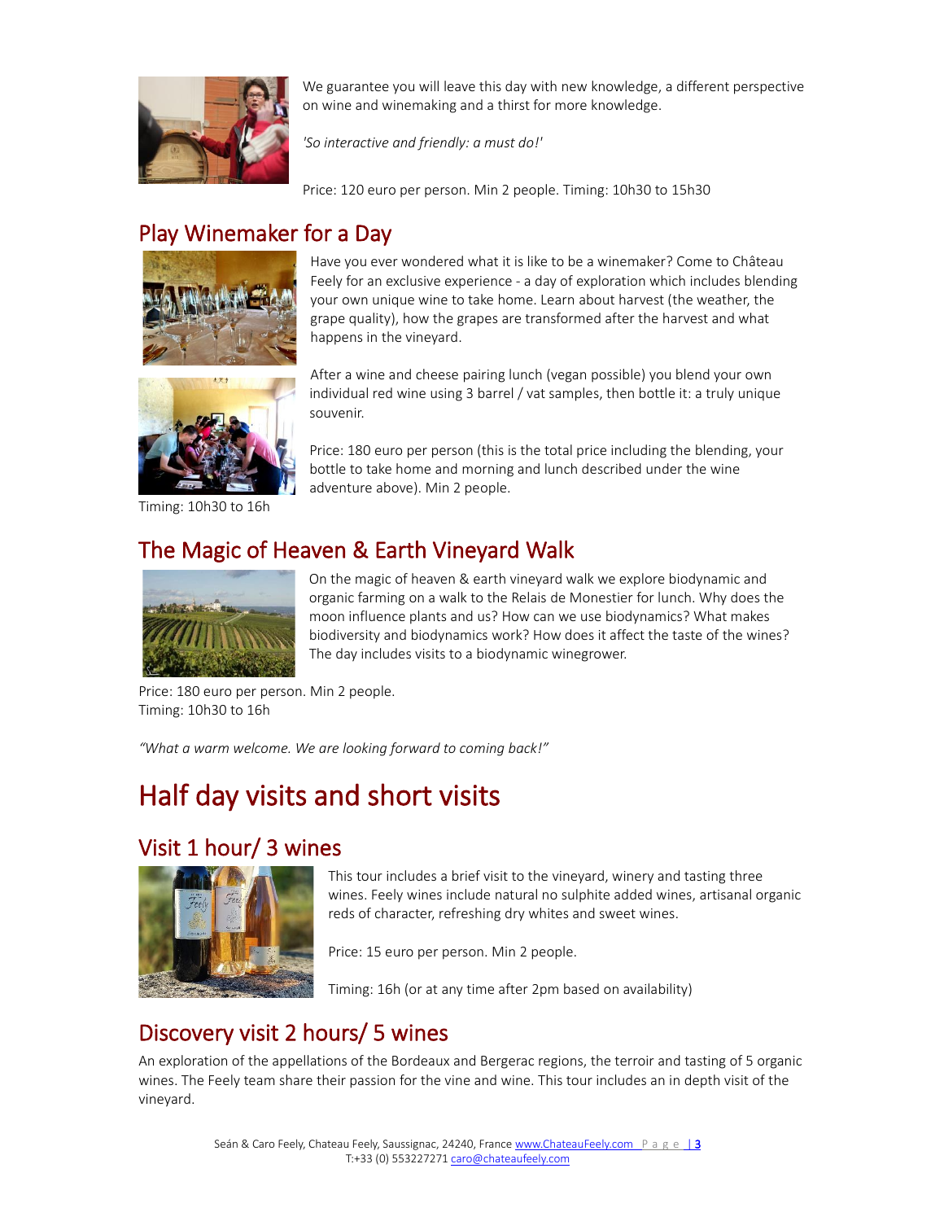We guarantee you will leave this day with new knowledge, a different perspective on wine and winemaking and a thirst for more knowledge.

*'So interactive and friendly: a must do!'*

Price: 120 euro per person. Min 2 people. Timing: 10h30 to 15h30

## Play Winemaker for a Day

Have you ever wondered what it is like to be a winemaker? Come to Château Feely for an exclusive experience - a day of exploration which includes blending your own unique wine to take home. Learn about harvest (the weather, the grape quality), how the grapes are transformed after the harvest and what happens in the vineyard.

After a wine and cheese pairing lunch (vegan possible) you blend your own individual red wine using 3 barrel / vat samples, then bottle it: a truly unique souvenir.

Price: 180 euro per person (this is the total price including the blending, your bottle to take home and morning and lunch described under the wine adventure above). Min 2 people.

Timing: 10h30 to 16h

## The Magic of Heaven & Earth Vineyard Walk

On the magic of heaven & earth vineyard walk we explore biodynamic and organic farming on a walk to the Relais de Monestier for lunch. Why does the moon influence plants and us? How can we use biodynamics? What makes biodiversity and biodynamics work? How does it affect the taste of the wines? The day includes visits to a biodynamic winegrower.

Price: 180 euro per person. Min 2 people.
Timing: 10h30 to 16h

*"What a warm welcome. We are looking forward to coming back!"*

# Half day visits and short visits

## Visit 1 hour/ 3 wines

This tour includes a brief visit to the vineyard, winery and tasting three wines. Feely wines include natural no sulphite added wines, artisanal organic reds of character, refreshing dry whites and sweet wines.

Price: 15 euro per person. Min 2 people.

Timing: 16h (or at any time after 2pm based on availability)

## Discovery visit 2 hours/ 5 wines

An exploration of the appellations of the Bordeaux and Bergerac regions, the terroir and tasting of 5 organic wines. The Feely team share their passion for the vine and wine. This tour includes an in depth visit of the vineyard.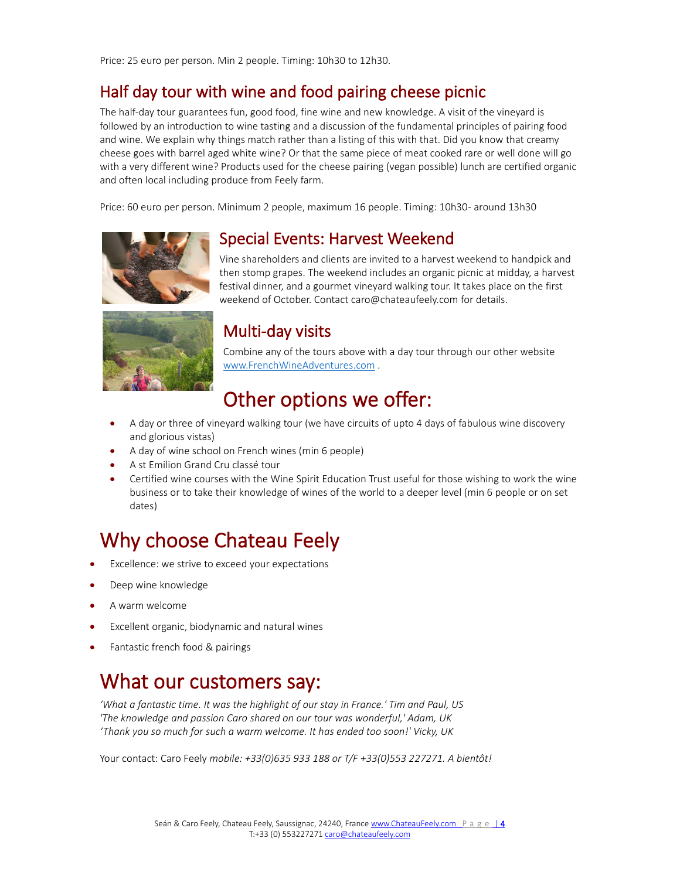Price: 25 euro per person. Min 2 people. Timing: 10h30 to 12h30.

## Half day tour with wine and food pairing cheese picnic

The half-day tour guarantees fun, good food, fine wine and new knowledge. A visit of the vineyard is followed by an introduction to wine tasting and a discussion of the fundamental principles of pairing food and wine. We explain why things match rather than a listing of this with that. Did you know that creamy cheese goes with barrel aged white wine? Or that the same piece of meat cooked rare or well done will go with a very different wine? Products used for the cheese pairing (vegan possible) lunch are certified organic and often local including produce from Feely farm.

Price: 60 euro per person. Minimum 2 people, maximum 16 people. Timing: 10h30- around 13h30

## Special Events: Harvest Weekend

Vine shareholders and clients are invited to a harvest weekend to handpick and then stomp grapes. The weekend includes an organic picnic at midday, a harvest festival dinner, and a gourmet vineyard walking tour. It takes place on the first weekend of October. Contact caro@chateaufeely.com for details.

## Multi-day visits

Combine any of the tours above with a day tour through our other website www.FrenchWineAdventures.com .

# Other options we offer:

- A day or three of vineyard walking tour (we have circuits of upto 4 days of fabulous wine discovery and glorious vistas)
- A day of wine school on French wines (min 6 people)
- A st Emilion Grand Cru classé tour
- Certified wine courses with the Wine Spirit Education Trust useful for those wishing to work the wine business or to take their knowledge of wines of the world to a deeper level (min 6 people or on set dates)

# Why choose Chateau Feely

- Excellence: we strive to exceed your expectations
- Deep wine knowledge
- A warm welcome
- Excellent organic, biodynamic and natural wines
- Fantastic french food & pairings

# What our customers say:

*'What a fantastic time. It was the highlight of our stay in France.' Tim and Paul, US*
*'The knowledge and passion Caro shared on our tour was wonderful,' Adam, UK*
*'Thank you so much for such a warm welcome. It has ended too soon!' Vicky, UK*

Your contact: Caro Feely *mobile: +33(0)635 933 188 or T/F +33(0)553 227271. A bientôt!*

Seán & Caro Feely, Chateau Feely, Saussignac, 24240, France www.ChateauFeely.com
T:+33 (0) 553227271 caro@chateaufeely.com